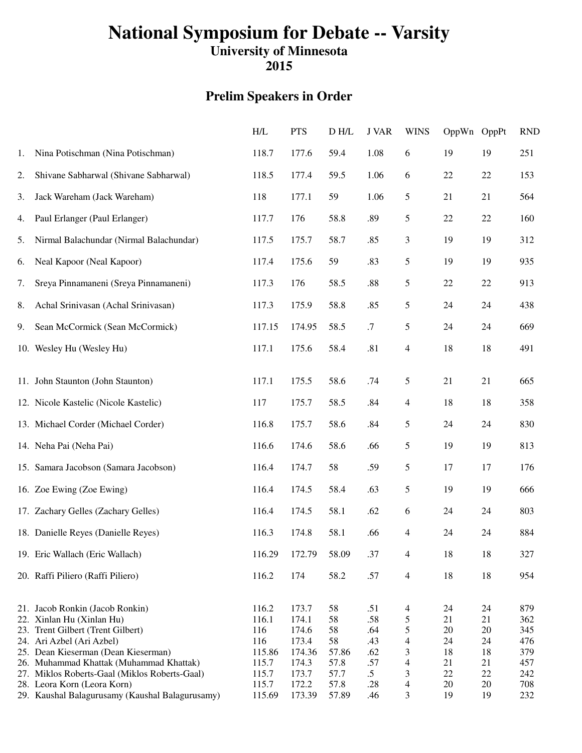# National Symposium for Debate -- Varsity

## University of Minnesota

## 2015

### Prelim Speakers in Order

| | | H/L | PTS | D H/L | J VAR | WINS | OppWn | OppPt | RND |
|---|---|---|---|---|---|---|---|---|---|
| 1. | Nina Potischman (Nina Potischman) | 118.7 | 177.6 | 59.4 | 1.08 | 6 | 19 | 19 | 251 |
| 2. | Shivane Sabharwal (Shivane Sabharwal) | 118.5 | 177.4 | 59.5 | 1.06 | 6 | 22 | 22 | 153 |
| 3. | Jack Wareham (Jack Wareham) | 118 | 177.1 | 59 | 1.06 | 5 | 21 | 21 | 564 |
| 4. | Paul Erlanger (Paul Erlanger) | 117.7 | 176 | 58.8 | .89 | 5 | 22 | 22 | 160 |
| 5. | Nirmal Balachundar (Nirmal Balachundar) | 117.5 | 175.7 | 58.7 | .85 | 3 | 19 | 19 | 312 |
| 6. | Neal Kapoor (Neal Kapoor) | 117.4 | 175.6 | 59 | .83 | 5 | 19 | 19 | 935 |
| 7. | Sreya Pinnamaneni (Sreya Pinnamaneni) | 117.3 | 176 | 58.5 | .88 | 5 | 22 | 22 | 913 |
| 8. | Achal Srinivasan (Achal Srinivasan) | 117.3 | 175.9 | 58.8 | .85 | 5 | 24 | 24 | 438 |
| 9. | Sean McCormick (Sean McCormick) | 117.15 | 174.95 | 58.5 | .7 | 5 | 24 | 24 | 669 |
| 10. | Wesley Hu (Wesley Hu) | 117.1 | 175.6 | 58.4 | .81 | 4 | 18 | 18 | 491 |
| 11. | John Staunton (John Staunton) | 117.1 | 175.5 | 58.6 | .74 | 5 | 21 | 21 | 665 |
| 12. | Nicole Kastelic (Nicole Kastelic) | 117 | 175.7 | 58.5 | .84 | 4 | 18 | 18 | 358 |
| 13. | Michael Corder (Michael Corder) | 116.8 | 175.7 | 58.6 | .84 | 5 | 24 | 24 | 830 |
| 14. | Neha Pai (Neha Pai) | 116.6 | 174.6 | 58.6 | .66 | 5 | 19 | 19 | 813 |
| 15. | Samara Jacobson (Samara Jacobson) | 116.4 | 174.7 | 58 | .59 | 5 | 17 | 17 | 176 |
| 16. | Zoe Ewing (Zoe Ewing) | 116.4 | 174.5 | 58.4 | .63 | 5 | 19 | 19 | 666 |
| 17. | Zachary Gelles (Zachary Gelles) | 116.4 | 174.5 | 58.1 | .62 | 6 | 24 | 24 | 803 |
| 18. | Danielle Reyes (Danielle Reyes) | 116.3 | 174.8 | 58.1 | .66 | 4 | 24 | 24 | 884 |
| 19. | Eric Wallach (Eric Wallach) | 116.29 | 172.79 | 58.09 | .37 | 4 | 18 | 18 | 327 |
| 20. | Raffi Piliero (Raffi Piliero) | 116.2 | 174 | 58.2 | .57 | 4 | 18 | 18 | 954 |
| 21. | Jacob Ronkin (Jacob Ronkin) | 116.2 | 173.7 | 58 | .51 | 4 | 24 | 24 | 879 |
| 22. | Xinlan Hu (Xinlan Hu) | 116.1 | 174.1 | 58 | .58 | 5 | 21 | 21 | 362 |
| 23. | Trent Gilbert (Trent Gilbert) | 116 | 174.6 | 58 | .64 | 5 | 20 | 20 | 345 |
| 24. | Ari Azbel (Ari Azbel) | 116 | 173.4 | 58 | .43 | 4 | 24 | 24 | 476 |
| 25. | Dean Kieserman (Dean Kieserman) | 115.86 | 174.36 | 57.86 | .62 | 3 | 18 | 18 | 379 |
| 26. | Muhammad Khattak (Muhammad Khattak) | 115.7 | 174.3 | 57.8 | .57 | 4 | 21 | 21 | 457 |
| 27. | Miklos Roberts-Gaal (Miklos Roberts-Gaal) | 115.7 | 173.7 | 57.7 | .5 | 3 | 22 | 22 | 242 |
| 28. | Leora Korn (Leora Korn) | 115.7 | 172.2 | 57.8 | .28 | 4 | 20 | 20 | 708 |
| 29. | Kaushal Balagurusamy (Kaushal Balagurusamy) | 115.69 | 173.39 | 57.89 | .46 | 3 | 19 | 19 | 232 |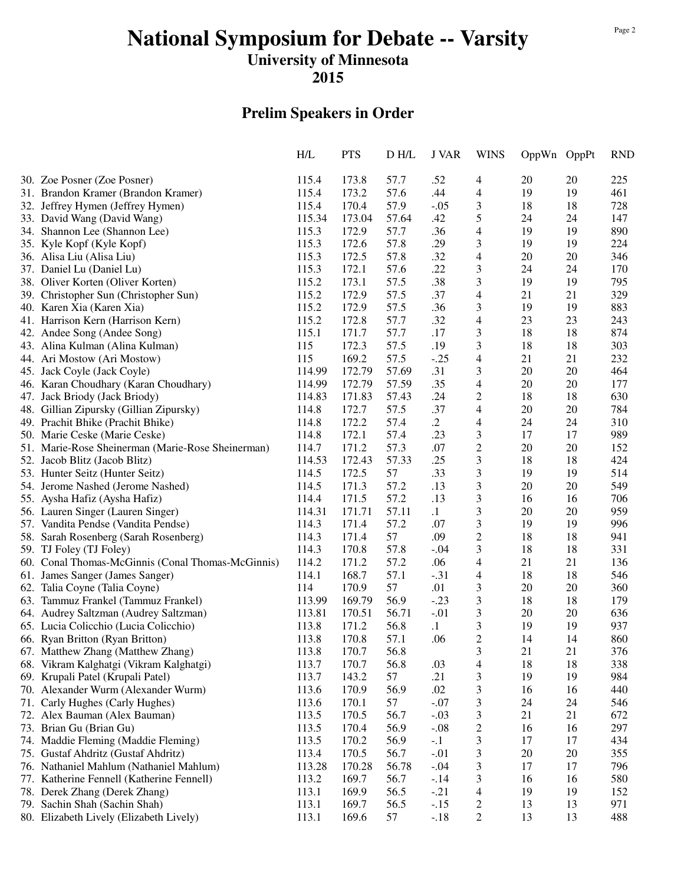# National Symposium for Debate -- Varsity

## University of Minnesota

## 2015

## Prelim Speakers in Order

| | H/L | PTS | D H/L | J VAR | WINS | OppWn | OppPt | RND |
|---|---|---|---|---|---|---|---|---|
| 30. Zoe Posner (Zoe Posner) | 115.4 | 173.8 | 57.7 | .52 | 4 | 20 | 20 | 225 |
| 31. Brandon Kramer (Brandon Kramer) | 115.4 | 173.2 | 57.6 | .44 | 4 | 19 | 19 | 461 |
| 32. Jeffrey Hymen (Jeffrey Hymen) | 115.4 | 170.4 | 57.9 | -.05 | 3 | 18 | 18 | 728 |
| 33. David Wang (David Wang) | 115.34 | 173.04 | 57.64 | .42 | 5 | 24 | 24 | 147 |
| 34. Shannon Lee (Shannon Lee) | 115.3 | 172.9 | 57.7 | .36 | 4 | 19 | 19 | 890 |
| 35. Kyle Kopf (Kyle Kopf) | 115.3 | 172.6 | 57.8 | .29 | 3 | 19 | 19 | 224 |
| 36. Alisa Liu (Alisa Liu) | 115.3 | 172.5 | 57.8 | .32 | 4 | 20 | 20 | 346 |
| 37. Daniel Lu (Daniel Lu) | 115.3 | 172.1 | 57.6 | .22 | 3 | 24 | 24 | 170 |
| 38. Oliver Korten (Oliver Korten) | 115.2 | 173.1 | 57.5 | .38 | 3 | 19 | 19 | 795 |
| 39. Christopher Sun (Christopher Sun) | 115.2 | 172.9 | 57.5 | .37 | 4 | 21 | 21 | 329 |
| 40. Karen Xia (Karen Xia) | 115.2 | 172.9 | 57.5 | .36 | 3 | 19 | 19 | 883 |
| 41. Harrison Kern (Harrison Kern) | 115.2 | 172.8 | 57.7 | .32 | 4 | 23 | 23 | 243 |
| 42. Andee Song (Andee Song) | 115.1 | 171.7 | 57.7 | .17 | 3 | 18 | 18 | 874 |
| 43. Alina Kulman (Alina Kulman) | 115 | 172.3 | 57.5 | .19 | 3 | 18 | 18 | 303 |
| 44. Ari Mostow (Ari Mostow) | 115 | 169.2 | 57.5 | -.25 | 4 | 21 | 21 | 232 |
| 45. Jack Coyle (Jack Coyle) | 114.99 | 172.79 | 57.69 | .31 | 3 | 20 | 20 | 464 |
| 46. Karan Choudhary (Karan Choudhary) | 114.99 | 172.79 | 57.59 | .35 | 4 | 20 | 20 | 177 |
| 47. Jack Briody (Jack Briody) | 114.83 | 171.83 | 57.43 | .24 | 2 | 18 | 18 | 630 |
| 48. Gillian Zipursky (Gillian Zipursky) | 114.8 | 172.7 | 57.5 | .37 | 4 | 20 | 20 | 784 |
| 49. Prachit Bhike (Prachit Bhike) | 114.8 | 172.2 | 57.4 | .2 | 4 | 24 | 24 | 310 |
| 50. Marie Ceske (Marie Ceske) | 114.8 | 172.1 | 57.4 | .23 | 3 | 17 | 17 | 989 |
| 51. Marie-Rose Sheinerman (Marie-Rose Sheinerman) | 114.7 | 171.2 | 57.3 | .07 | 2 | 20 | 20 | 152 |
| 52. Jacob Blitz (Jacob Blitz) | 114.53 | 172.43 | 57.33 | .25 | 3 | 18 | 18 | 424 |
| 53. Hunter Seitz (Hunter Seitz) | 114.5 | 172.5 | 57 | .33 | 3 | 19 | 19 | 514 |
| 54. Jerome Nashed (Jerome Nashed) | 114.5 | 171.3 | 57.2 | .13 | 3 | 20 | 20 | 549 |
| 55. Aysha Hafiz (Aysha Hafiz) | 114.4 | 171.5 | 57.2 | .13 | 3 | 16 | 16 | 706 |
| 56. Lauren Singer (Lauren Singer) | 114.31 | 171.71 | 57.11 | .1 | 3 | 20 | 20 | 959 |
| 57. Vandita Pendse (Vandita Pendse) | 114.3 | 171.4 | 57.2 | .07 | 3 | 19 | 19 | 996 |
| 58. Sarah Rosenberg (Sarah Rosenberg) | 114.3 | 171.4 | 57 | .09 | 2 | 18 | 18 | 941 |
| 59. TJ Foley (TJ Foley) | 114.3 | 170.8 | 57.8 | -.04 | 3 | 18 | 18 | 331 |
| 60. Conal Thomas-McGinnis (Conal Thomas-McGinnis) | 114.2 | 171.2 | 57.2 | .06 | 4 | 21 | 21 | 136 |
| 61. James Sanger (James Sanger) | 114.1 | 168.7 | 57.1 | -.31 | 4 | 18 | 18 | 546 |
| 62. Talia Coyne (Talia Coyne) | 114 | 170.9 | 57 | .01 | 3 | 20 | 20 | 360 |
| 63. Tammuz Frankel (Tammuz Frankel) | 113.99 | 169.79 | 56.9 | -.23 | 3 | 18 | 18 | 179 |
| 64. Audrey Saltzman (Audrey Saltzman) | 113.81 | 170.51 | 56.71 | -.01 | 3 | 20 | 20 | 636 |
| 65. Lucia Colicchio (Lucia Colicchio) | 113.8 | 171.2 | 56.8 | .1 | 3 | 19 | 19 | 937 |
| 66. Ryan Britton (Ryan Britton) | 113.8 | 170.8 | 57.1 | .06 | 2 | 14 | 14 | 860 |
| 67. Matthew Zhang (Matthew Zhang) | 113.8 | 170.7 | 56.8 | | 3 | 21 | 21 | 376 |
| 68. Vikram Kalghatgi (Vikram Kalghatgi) | 113.7 | 170.7 | 56.8 | .03 | 4 | 18 | 18 | 338 |
| 69. Krupali Patel (Krupali Patel) | 113.7 | 143.2 | 57 | .21 | 3 | 19 | 19 | 984 |
| 70. Alexander Wurm (Alexander Wurm) | 113.6 | 170.9 | 56.9 | .02 | 3 | 16 | 16 | 440 |
| 71. Carly Hughes (Carly Hughes) | 113.6 | 170.1 | 57 | -.07 | 3 | 24 | 24 | 546 |
| 72. Alex Bauman (Alex Bauman) | 113.5 | 170.5 | 56.7 | -.03 | 3 | 21 | 21 | 672 |
| 73. Brian Gu (Brian Gu) | 113.5 | 170.4 | 56.9 | -.08 | 2 | 16 | 16 | 297 |
| 74. Maddie Fleming (Maddie Fleming) | 113.5 | 170.2 | 56.9 | -.1 | 3 | 17 | 17 | 434 |
| 75. Gustaf Ahdritz (Gustaf Ahdritz) | 113.4 | 170.5 | 56.7 | -.01 | 3 | 20 | 20 | 355 |
| 76. Nathaniel Mahlum (Nathaniel Mahlum) | 113.28 | 170.28 | 56.78 | -.04 | 3 | 17 | 17 | 796 |
| 77. Katherine Fennell (Katherine Fennell) | 113.2 | 169.7 | 56.7 | -.14 | 3 | 16 | 16 | 580 |
| 78. Derek Zhang (Derek Zhang) | 113.1 | 169.9 | 56.5 | -.21 | 4 | 19 | 19 | 152 |
| 79. Sachin Shah (Sachin Shah) | 113.1 | 169.7 | 56.5 | -.15 | 2 | 13 | 13 | 971 |
| 80. Elizabeth Lively (Elizabeth Lively) | 113.1 | 169.6 | 57 | -.18 | 2 | 13 | 13 | 488 |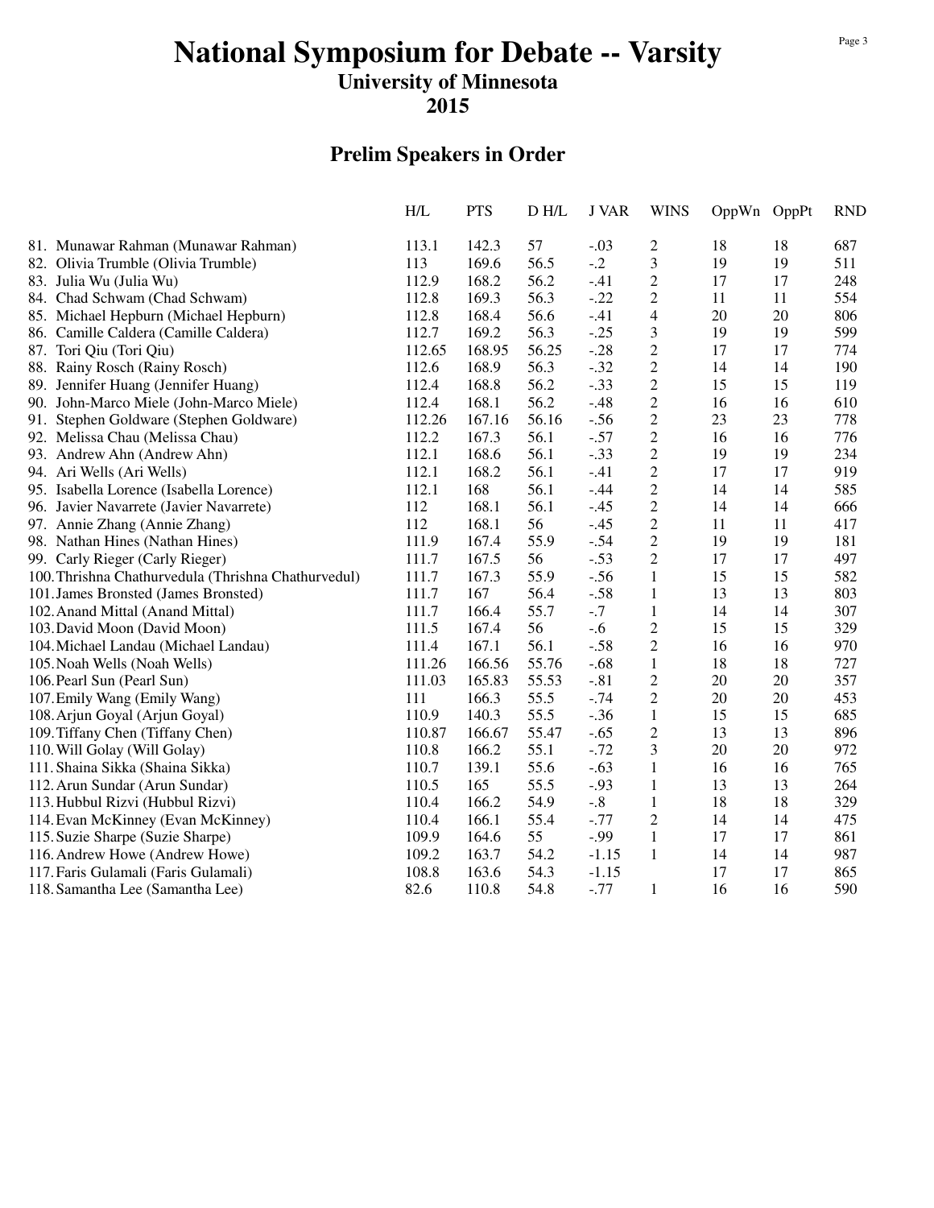# National Symposium for Debate -- Varsity

## University of Minnesota

## 2015

### Prelim Speakers in Order

| | H/L | PTS | D H/L | J VAR | WINS | OppWn | OppPt | RND |
|---|---|---|---|---|---|---|---|---|
| 81. Munawar Rahman (Munawar Rahman) | 113.1 | 142.3 | 57 | -.03 | 2 | 18 | 18 | 687 |
| 82. Olivia Trumble (Olivia Trumble) | 113 | 169.6 | 56.5 | -.2 | 3 | 19 | 19 | 511 |
| 83. Julia Wu (Julia Wu) | 112.9 | 168.2 | 56.2 | -.41 | 2 | 17 | 17 | 248 |
| 84. Chad Schwam (Chad Schwam) | 112.8 | 169.3 | 56.3 | -.22 | 2 | 11 | 11 | 554 |
| 85. Michael Hepburn (Michael Hepburn) | 112.8 | 168.4 | 56.6 | -.41 | 4 | 20 | 20 | 806 |
| 86. Camille Caldera (Camille Caldera) | 112.7 | 169.2 | 56.3 | -.25 | 3 | 19 | 19 | 599 |
| 87. Tori Qiu (Tori Qiu) | 112.65 | 168.95 | 56.25 | -.28 | 2 | 17 | 17 | 774 |
| 88. Rainy Rosch (Rainy Rosch) | 112.6 | 168.9 | 56.3 | -.32 | 2 | 14 | 14 | 190 |
| 89. Jennifer Huang (Jennifer Huang) | 112.4 | 168.8 | 56.2 | -.33 | 2 | 15 | 15 | 119 |
| 90. John-Marco Miele (John-Marco Miele) | 112.4 | 168.1 | 56.2 | -.48 | 2 | 16 | 16 | 610 |
| 91. Stephen Goldware (Stephen Goldware) | 112.26 | 167.16 | 56.16 | -.56 | 2 | 23 | 23 | 778 |
| 92. Melissa Chau (Melissa Chau) | 112.2 | 167.3 | 56.1 | -.57 | 2 | 16 | 16 | 776 |
| 93. Andrew Ahn (Andrew Ahn) | 112.1 | 168.6 | 56.1 | -.33 | 2 | 19 | 19 | 234 |
| 94. Ari Wells (Ari Wells) | 112.1 | 168.2 | 56.1 | -.41 | 2 | 17 | 17 | 919 |
| 95. Isabella Lorence (Isabella Lorence) | 112.1 | 168 | 56.1 | -.44 | 2 | 14 | 14 | 585 |
| 96. Javier Navarrete (Javier Navarrete) | 112 | 168.1 | 56.1 | -.45 | 2 | 14 | 14 | 666 |
| 97. Annie Zhang (Annie Zhang) | 112 | 168.1 | 56 | -.45 | 2 | 11 | 11 | 417 |
| 98. Nathan Hines (Nathan Hines) | 111.9 | 167.4 | 55.9 | -.54 | 2 | 19 | 19 | 181 |
| 99. Carly Rieger (Carly Rieger) | 111.7 | 167.5 | 56 | -.53 | 2 | 17 | 17 | 497 |
| 100. Thrishna Chathurvedula (Thrishna Chathurvedul) | 111.7 | 167.3 | 55.9 | -.56 | 1 | 15 | 15 | 582 |
| 101. James Bronsted (James Bronsted) | 111.7 | 167 | 56.4 | -.58 | 1 | 13 | 13 | 803 |
| 102. Anand Mittal (Anand Mittal) | 111.7 | 166.4 | 55.7 | -.7 | 1 | 14 | 14 | 307 |
| 103. David Moon (David Moon) | 111.5 | 167.4 | 56 | -.6 | 2 | 15 | 15 | 329 |
| 104. Michael Landau (Michael Landau) | 111.4 | 167.1 | 56.1 | -.58 | 2 | 16 | 16 | 970 |
| 105. Noah Wells (Noah Wells) | 111.26 | 166.56 | 55.76 | -.68 | 1 | 18 | 18 | 727 |
| 106. Pearl Sun (Pearl Sun) | 111.03 | 165.83 | 55.53 | -.81 | 2 | 20 | 20 | 357 |
| 107. Emily Wang (Emily Wang) | 111 | 166.3 | 55.5 | -.74 | 2 | 20 | 20 | 453 |
| 108. Arjun Goyal (Arjun Goyal) | 110.9 | 140.3 | 55.5 | -.36 | 1 | 15 | 15 | 685 |
| 109. Tiffany Chen (Tiffany Chen) | 110.87 | 166.67 | 55.47 | -.65 | 2 | 13 | 13 | 896 |
| 110. Will Golay (Will Golay) | 110.8 | 166.2 | 55.1 | -.72 | 3 | 20 | 20 | 972 |
| 111. Shaina Sikka (Shaina Sikka) | 110.7 | 139.1 | 55.6 | -.63 | 1 | 16 | 16 | 765 |
| 112. Arun Sundar (Arun Sundar) | 110.5 | 165 | 55.5 | -.93 | 1 | 13 | 13 | 264 |
| 113. Hubbul Rizvi (Hubbul Rizvi) | 110.4 | 166.2 | 54.9 | -.8 | 1 | 18 | 18 | 329 |
| 114. Evan McKinney (Evan McKinney) | 110.4 | 166.1 | 55.4 | -.77 | 2 | 14 | 14 | 475 |
| 115. Suzie Sharpe (Suzie Sharpe) | 109.9 | 164.6 | 55 | -.99 | 1 | 17 | 17 | 861 |
| 116. Andrew Howe (Andrew Howe) | 109.2 | 163.7 | 54.2 | -1.15 | 1 | 14 | 14 | 987 |
| 117. Faris Gulamali (Faris Gulamali) | 108.8 | 163.6 | 54.3 | -1.15 | | 17 | 17 | 865 |
| 118. Samantha Lee (Samantha Lee) | 82.6 | 110.8 | 54.8 | -.77 | 1 | 16 | 16 | 590 |